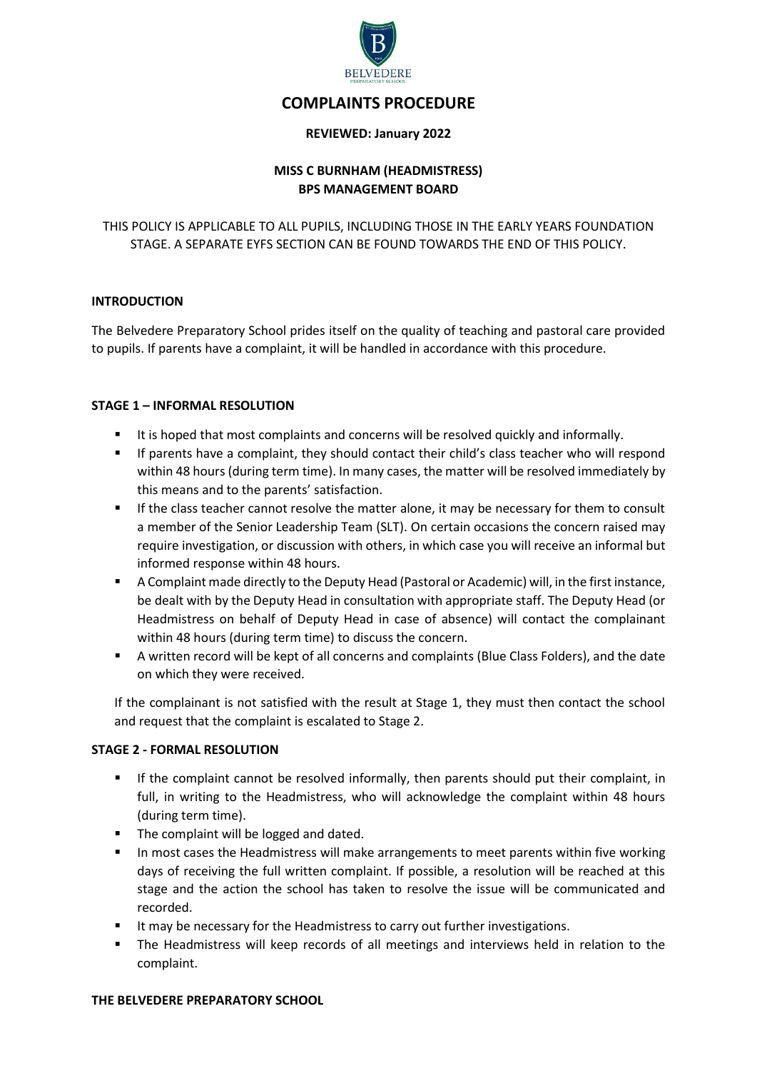# COMPLAINTS PROCEDURE

**REVIEWED: January 2022**

**MISS C BURNHAM (HEADMISTRESS)**
**BPS MANAGEMENT BOARD**

THIS POLICY IS APPLICABLE TO ALL PUPILS, INCLUDING THOSE IN THE EARLY YEARS FOUNDATION STAGE. A SEPARATE EYFS SECTION CAN BE FOUND TOWARDS THE END OF THIS POLICY.

## INTRODUCTION

The Belvedere Preparatory School prides itself on the quality of teaching and pastoral care provided to pupils. If parents have a complaint, it will be handled in accordance with this procedure.

## STAGE 1 – INFORMAL RESOLUTION

- It is hoped that most complaints and concerns will be resolved quickly and informally.
- If parents have a complaint, they should contact their child's class teacher who will respond within 48 hours (during term time). In many cases, the matter will be resolved immediately by this means and to the parents' satisfaction.
- If the class teacher cannot resolve the matter alone, it may be necessary for them to consult a member of the Senior Leadership Team (SLT). On certain occasions the concern raised may require investigation, or discussion with others, in which case you will receive an informal but informed response within 48 hours.
- A Complaint made directly to the Deputy Head (Pastoral or Academic) will, in the first instance, be dealt with by the Deputy Head in consultation with appropriate staff. The Deputy Head (or Headmistress on behalf of Deputy Head in case of absence) will contact the complainant within 48 hours (during term time) to discuss the concern.
- A written record will be kept of all concerns and complaints (Blue Class Folders), and the date on which they were received.

If the complainant is not satisfied with the result at Stage 1, they must then contact the school and request that the complaint is escalated to Stage 2.

## STAGE 2 - FORMAL RESOLUTION

- If the complaint cannot be resolved informally, then parents should put their complaint, in full, in writing to the Headmistress, who will acknowledge the complaint within 48 hours (during term time).
- The complaint will be logged and dated.
- In most cases the Headmistress will make arrangements to meet parents within five working days of receiving the full written complaint. If possible, a resolution will be reached at this stage and the action the school has taken to resolve the issue will be communicated and recorded.
- It may be necessary for the Headmistress to carry out further investigations.
- The Headmistress will keep records of all meetings and interviews held in relation to the complaint.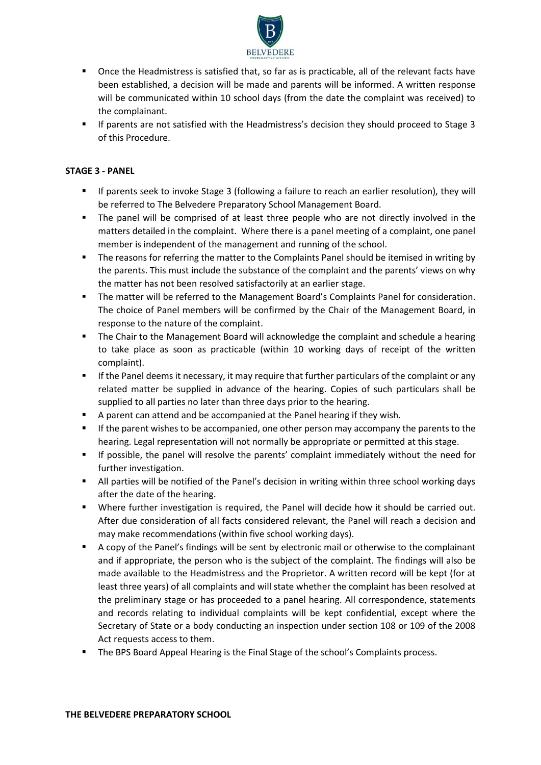- Once the Headmistress is satisfied that, so far as is practicable, all of the relevant facts have been established, a decision will be made and parents will be informed. A written response will be communicated within 10 school days (from the date the complaint was received) to the complainant.
- If parents are not satisfied with the Headmistress's decision they should proceed to Stage 3 of this Procedure.

**STAGE 3 - PANEL**

- If parents seek to invoke Stage 3 (following a failure to reach an earlier resolution), they will be referred to The Belvedere Preparatory School Management Board.
- The panel will be comprised of at least three people who are not directly involved in the matters detailed in the complaint. Where there is a panel meeting of a complaint, one panel member is independent of the management and running of the school.
- The reasons for referring the matter to the Complaints Panel should be itemised in writing by the parents. This must include the substance of the complaint and the parents' views on why the matter has not been resolved satisfactorily at an earlier stage.
- The matter will be referred to the Management Board's Complaints Panel for consideration. The choice of Panel members will be confirmed by the Chair of the Management Board, in response to the nature of the complaint.
- The Chair to the Management Board will acknowledge the complaint and schedule a hearing to take place as soon as practicable (within 10 working days of receipt of the written complaint).
- If the Panel deems it necessary, it may require that further particulars of the complaint or any related matter be supplied in advance of the hearing. Copies of such particulars shall be supplied to all parties no later than three days prior to the hearing.
- A parent can attend and be accompanied at the Panel hearing if they wish.
- If the parent wishes to be accompanied, one other person may accompany the parents to the hearing. Legal representation will not normally be appropriate or permitted at this stage.
- If possible, the panel will resolve the parents' complaint immediately without the need for further investigation.
- All parties will be notified of the Panel's decision in writing within three school working days after the date of the hearing.
- Where further investigation is required, the Panel will decide how it should be carried out. After due consideration of all facts considered relevant, the Panel will reach a decision and may make recommendations (within five school working days).
- A copy of the Panel's findings will be sent by electronic mail or otherwise to the complainant and if appropriate, the person who is the subject of the complaint. The findings will also be made available to the Headmistress and the Proprietor. A written record will be kept (for at least three years) of all complaints and will state whether the complaint has been resolved at the preliminary stage or has proceeded to a panel hearing. All correspondence, statements and records relating to individual complaints will be kept confidential, except where the Secretary of State or a body conducting an inspection under section 108 or 109 of the 2008 Act requests access to them.
- The BPS Board Appeal Hearing is the Final Stage of the school's Complaints process.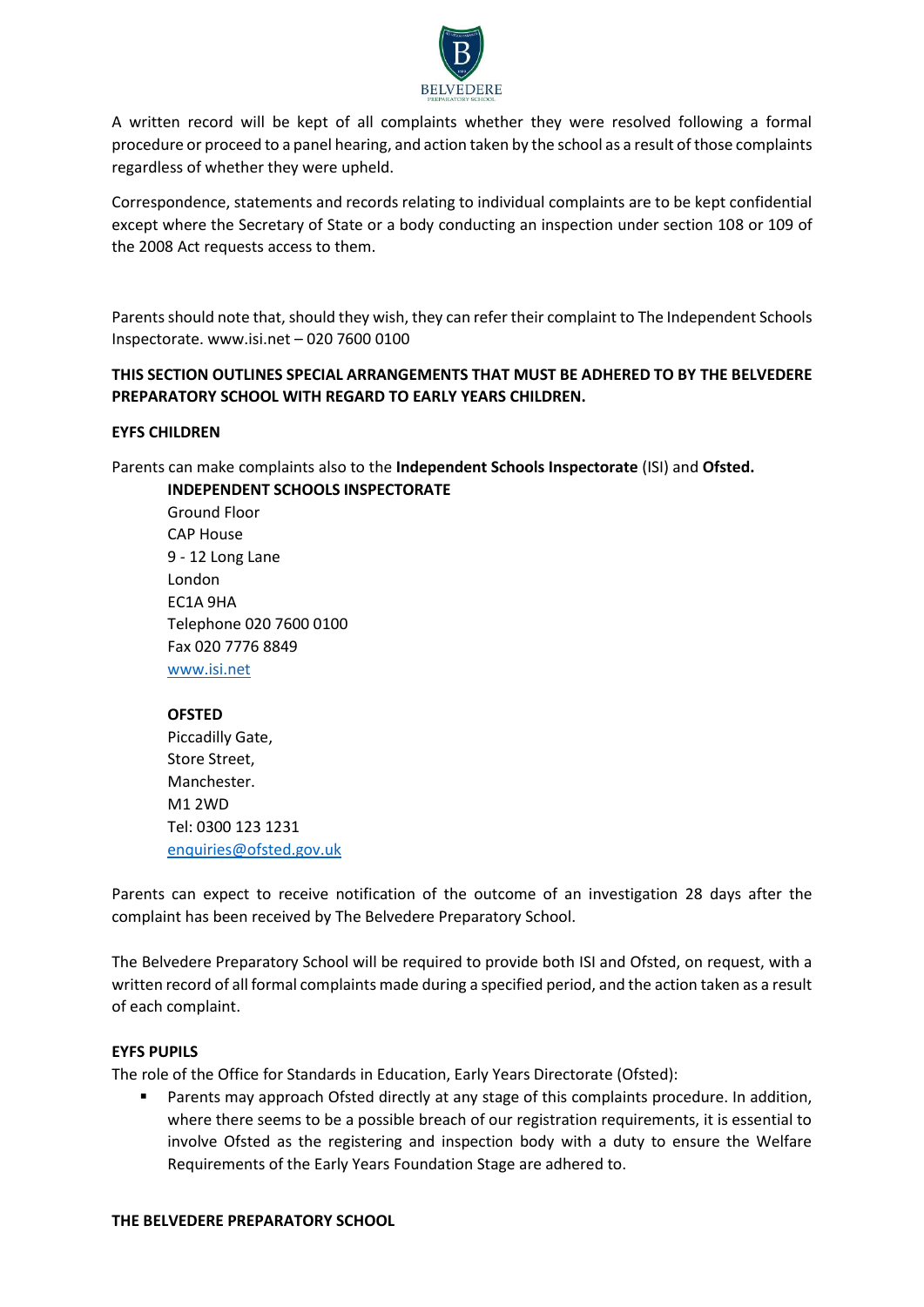A written record will be kept of all complaints whether they were resolved following a formal procedure or proceed to a panel hearing, and action taken by the school as a result of those complaints regardless of whether they were upheld.

Correspondence, statements and records relating to individual complaints are to be kept confidential except where the Secretary of State or a body conducting an inspection under section 108 or 109 of the 2008 Act requests access to them.

Parents should note that, should they wish, they can refer their complaint to The Independent Schools Inspectorate. www.isi.net – 020 7600 0100

**THIS SECTION OUTLINES SPECIAL ARRANGEMENTS THAT MUST BE ADHERED TO BY THE BELVEDERE PREPARATORY SCHOOL WITH REGARD TO EARLY YEARS CHILDREN.**

**EYFS CHILDREN**

Parents can make complaints also to the **Independent Schools Inspectorate** (ISI) and **Ofsted.**

**INDEPENDENT SCHOOLS INSPECTORATE**
Ground Floor
CAP House
9 - 12 Long Lane
London
EC1A 9HA
Telephone 020 7600 0100
Fax 020 7776 8849
www.isi.net

**OFSTED**
Piccadilly Gate,
Store Street,
Manchester.
M1 2WD
Tel: 0300 123 1231
enquiries@ofsted.gov.uk

Parents can expect to receive notification of the outcome of an investigation 28 days after the complaint has been received by The Belvedere Preparatory School.

The Belvedere Preparatory School will be required to provide both ISI and Ofsted, on request, with a written record of all formal complaints made during a specified period, and the action taken as a result of each complaint.

**EYFS PUPILS**

The role of the Office for Standards in Education, Early Years Directorate (Ofsted):

- Parents may approach Ofsted directly at any stage of this complaints procedure. In addition, where there seems to be a possible breach of our registration requirements, it is essential to involve Ofsted as the registering and inspection body with a duty to ensure the Welfare Requirements of the Early Years Foundation Stage are adhered to.

**THE BELVEDERE PREPARATORY SCHOOL**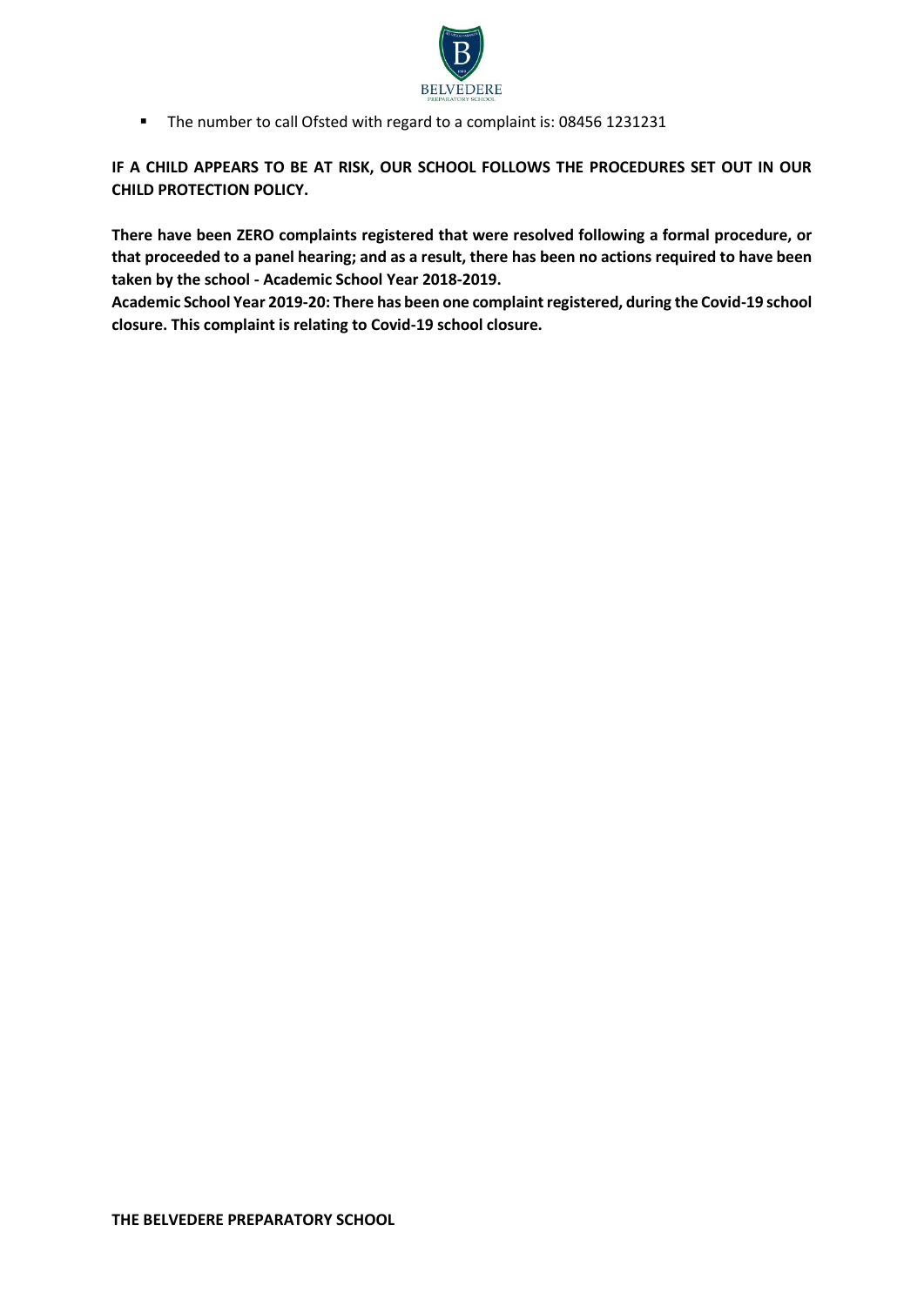- The number to call Ofsted with regard to a complaint is: 08456 1231231

**IF A CHILD APPEARS TO BE AT RISK, OUR SCHOOL FOLLOWS THE PROCEDURES SET OUT IN OUR CHILD PROTECTION POLICY.**

**There have been ZERO complaints registered that were resolved following a formal procedure, or that proceeded to a panel hearing; and as a result, there has been no actions required to have been taken by the school - Academic School Year 2018-2019.**

**Academic School Year 2019-20: There has been one complaint registered, during the Covid-19 school closure. This complaint is relating to Covid-19 school closure.**